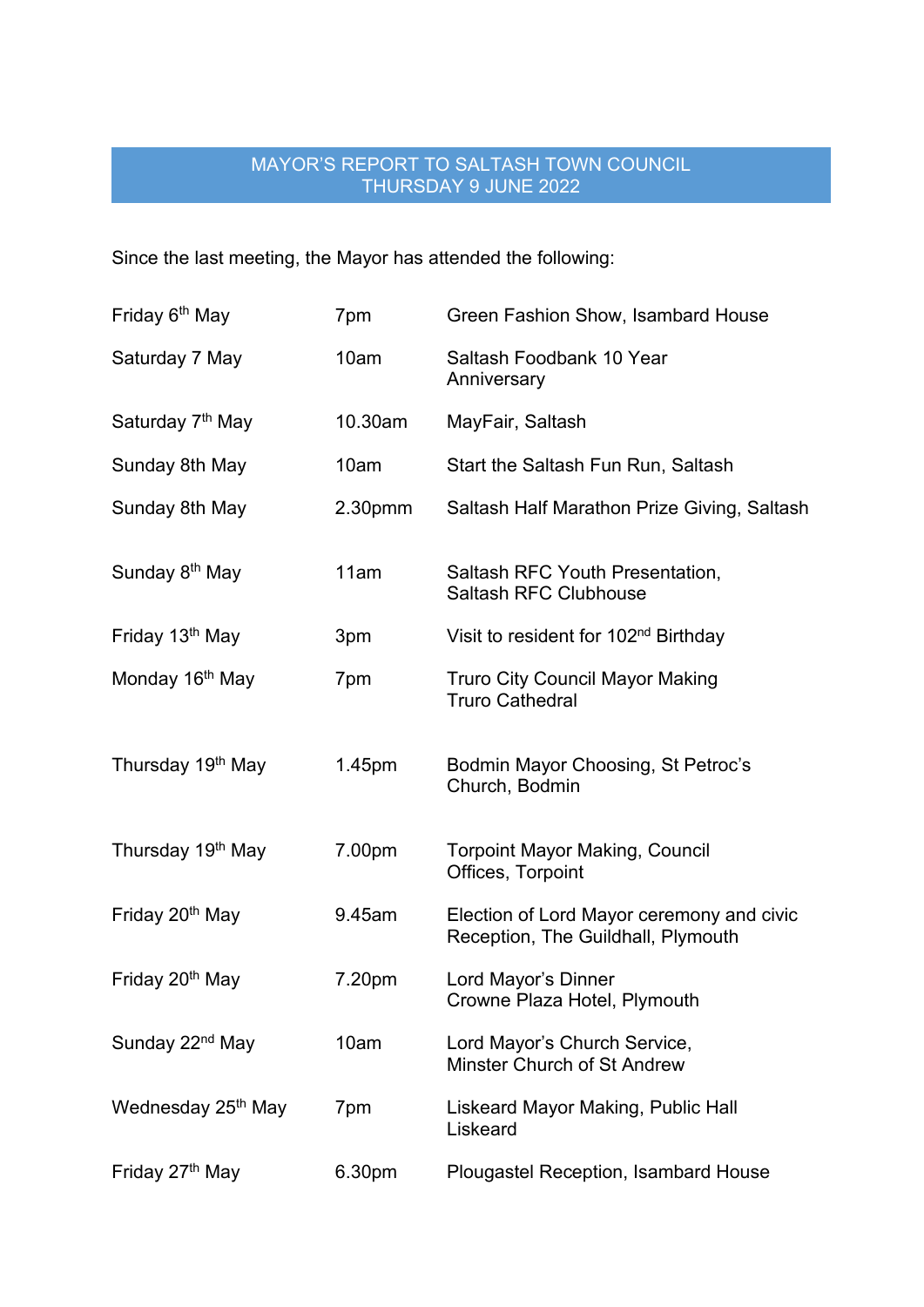# MAYOR'S REPORT TO SALTASH TOWN COUNCIL
# THURSDAY 9 JUNE 2022

Since the last meeting, the Mayor has attended the following:

| | | |
|---|---|---|
| Friday 6th May | 7pm | Green Fashion Show, Isambard House |
| Saturday 7 May | 10am | Saltash Foodbank 10 Year Anniversary |
| Saturday 7th May | 10.30am | MayFair, Saltash |
| Sunday 8th May | 10am | Start the Saltash Fun Run, Saltash |
| Sunday 8th May | 2.30pmm | Saltash Half Marathon Prize Giving, Saltash |
| Sunday 8th May | 11am | Saltash RFC Youth Presentation, Saltash RFC Clubhouse |
| Friday 13th May | 3pm | Visit to resident for 102nd Birthday |
| Monday 16th May | 7pm | Truro City Council Mayor Making Truro Cathedral |
| Thursday 19th May | 1.45pm | Bodmin Mayor Choosing, St Petroc's Church, Bodmin |
| Thursday 19th May | 7.00pm | Torpoint Mayor Making, Council Offices, Torpoint |
| Friday 20th May | 9.45am | Election of Lord Mayor ceremony and civic Reception, The Guildhall, Plymouth |
| Friday 20th May | 7.20pm | Lord Mayor's Dinner Crowne Plaza Hotel, Plymouth |
| Sunday 22nd May | 10am | Lord Mayor's Church Service, Minster Church of St Andrew |
| Wednesday 25th May | 7pm | Liskeard Mayor Making, Public Hall Liskeard |
| Friday 27th May | 6.30pm | Plougastel Reception, Isambard House |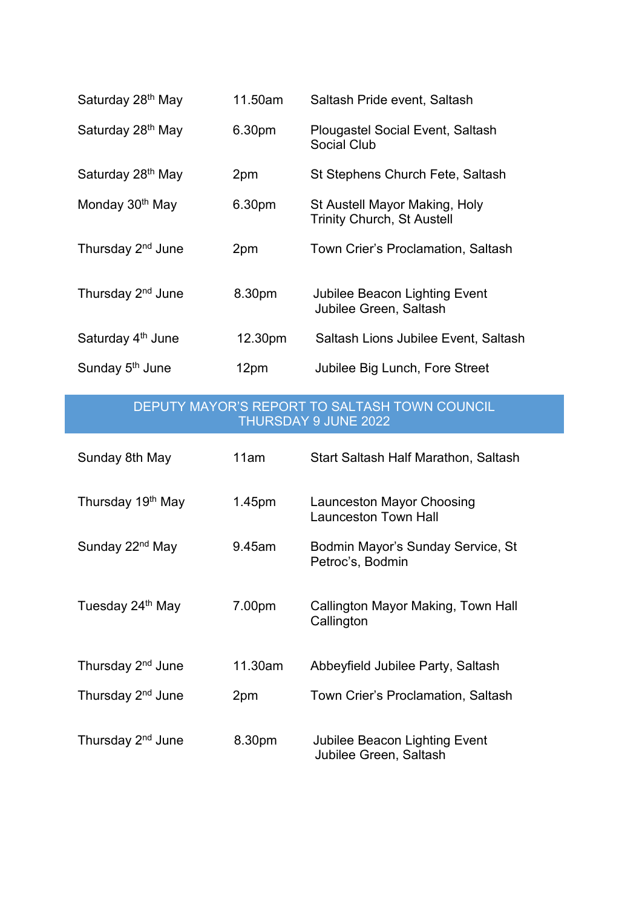| | | |
|---|---|---|
| Saturday 28th May | 11.50am | Saltash Pride event, Saltash |
| Saturday 28th May | 6.30pm | Plougastel Social Event, Saltash Social Club |
| Saturday 28th May | 2pm | St Stephens Church Fete, Saltash |
| Monday 30th May | 6.30pm | St Austell Mayor Making, Holy Trinity Church, St Austell |
| Thursday 2nd June | 2pm | Town Crier's Proclamation, Saltash |
| Thursday 2nd June | 8.30pm | Jubilee Beacon Lighting Event Jubilee Green, Saltash |
| Saturday 4th June | 12.30pm | Saltash Lions Jubilee Event, Saltash |
| Sunday 5th June | 12pm | Jubilee Big Lunch, Fore Street |

## DEPUTY MAYOR'S REPORT TO SALTASH TOWN COUNCIL THURSDAY 9 JUNE 2022

| | | |
|---|---|---|
| Sunday 8th May | 11am | Start Saltash Half Marathon, Saltash |
| Thursday 19th May | 1.45pm | Launceston Mayor Choosing Launceston Town Hall |
| Sunday 22nd May | 9.45am | Bodmin Mayor's Sunday Service, St Petroc's, Bodmin |
| Tuesday 24th May | 7.00pm | Callington Mayor Making, Town Hall Callington |
| Thursday 2nd June | 11.30am | Abbeyfield Jubilee Party, Saltash |
| Thursday 2nd June | 2pm | Town Crier's Proclamation, Saltash |
| Thursday 2nd June | 8.30pm | Jubilee Beacon Lighting Event Jubilee Green, Saltash |